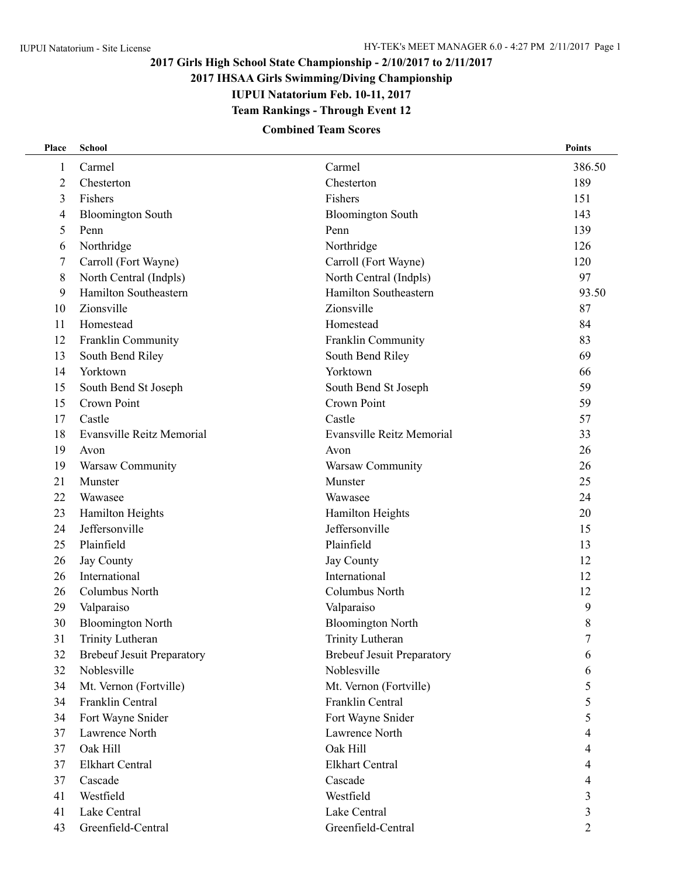# 2017 Girls High School State Championship - 2/10/2017 to 2/11/2017

## 2017 IHSAA Girls Swimming/Diving Championship

## IUPUI Natatorium Feb. 10-11, 2017

## Team Rankings - Through Event 12

### Combined Team Scores

| Place | School | | Points |
|---|---|---|---|
| 1 | Carmel | Carmel | 386.50 |
| 2 | Chesterton | Chesterton | 189 |
| 3 | Fishers | Fishers | 151 |
| 4 | Bloomington South | Bloomington South | 143 |
| 5 | Penn | Penn | 139 |
| 6 | Northridge | Northridge | 126 |
| 7 | Carroll (Fort Wayne) | Carroll (Fort Wayne) | 120 |
| 8 | North Central (Indpls) | North Central (Indpls) | 97 |
| 9 | Hamilton Southeastern | Hamilton Southeastern | 93.50 |
| 10 | Zionsville | Zionsville | 87 |
| 11 | Homestead | Homestead | 84 |
| 12 | Franklin Community | Franklin Community | 83 |
| 13 | South Bend Riley | South Bend Riley | 69 |
| 14 | Yorktown | Yorktown | 66 |
| 15 | South Bend St Joseph | South Bend St Joseph | 59 |
| 15 | Crown Point | Crown Point | 59 |
| 17 | Castle | Castle | 57 |
| 18 | Evansville Reitz Memorial | Evansville Reitz Memorial | 33 |
| 19 | Avon | Avon | 26 |
| 19 | Warsaw Community | Warsaw Community | 26 |
| 21 | Munster | Munster | 25 |
| 22 | Wawasee | Wawasee | 24 |
| 23 | Hamilton Heights | Hamilton Heights | 20 |
| 24 | Jeffersonville | Jeffersonville | 15 |
| 25 | Plainfield | Plainfield | 13 |
| 26 | Jay County | Jay County | 12 |
| 26 | International | International | 12 |
| 26 | Columbus North | Columbus North | 12 |
| 29 | Valparaiso | Valparaiso | 9 |
| 30 | Bloomington North | Bloomington North | 8 |
| 31 | Trinity Lutheran | Trinity Lutheran | 7 |
| 32 | Brebeuf Jesuit Preparatory | Brebeuf Jesuit Preparatory | 6 |
| 32 | Noblesville | Noblesville | 6 |
| 34 | Mt. Vernon (Fortville) | Mt. Vernon (Fortville) | 5 |
| 34 | Franklin Central | Franklin Central | 5 |
| 34 | Fort Wayne Snider | Fort Wayne Snider | 5 |
| 37 | Lawrence North | Lawrence North | 4 |
| 37 | Oak Hill | Oak Hill | 4 |
| 37 | Elkhart Central | Elkhart Central | 4 |
| 37 | Cascade | Cascade | 4 |
| 41 | Westfield | Westfield | 3 |
| 41 | Lake Central | Lake Central | 3 |
| 43 | Greenfield-Central | Greenfield-Central | 2 |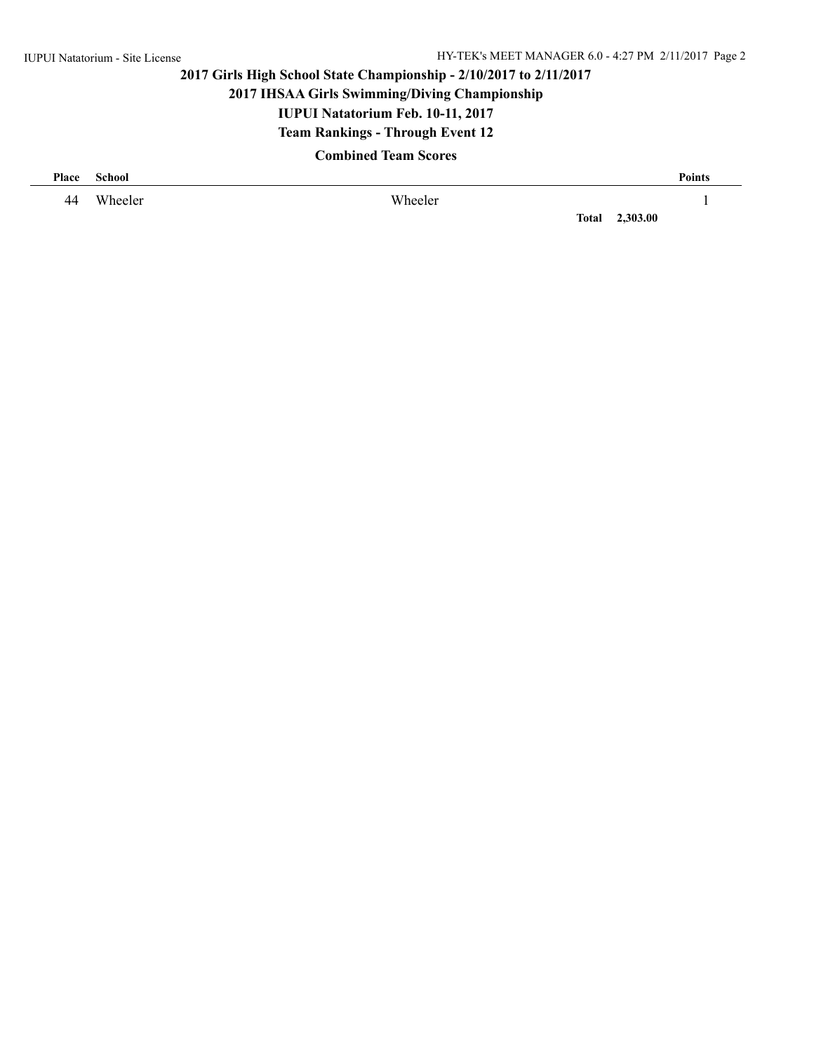## 2017 Girls High School State Championship - 2/10/2017 to 2/11/2017

## 2017 IHSAA Girls Swimming/Diving Championship

## IUPUI Natatorium Feb. 10-11, 2017

## Team Rankings - Through Event 12

### Combined Team Scores

| Place | School | | Points |
|---|---|---|---|
| 44 | Wheeler | Wheeler | 1 |
| | | Total | 2,303.00 |